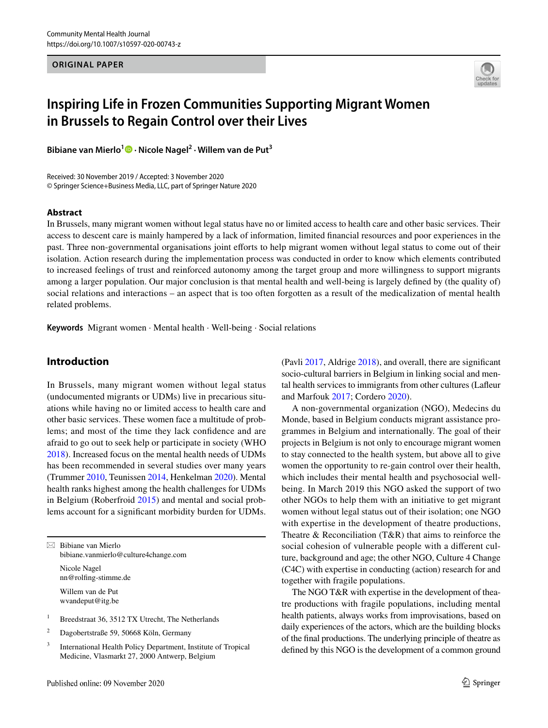ORIGINAL PAPER

# Inspiring Life in Frozen Communities Supporting Migrant Women in Brussels to Regain Control over their Lives

**Bibiane van Mierlo[1] · Nicole Nagel[2] · Willem van de Put[3]**

Received: 30 November 2019 / Accepted: 3 November 2020
© Springer Science+Business Media, LLC, part of Springer Nature 2020

## Abstract

In Brussels, many migrant women without legal status have no or limited access to health care and other basic services. Their access to descent care is mainly hampered by a lack of information, limited financial resources and poor experiences in the past. Three non-governmental organisations joint efforts to help migrant women without legal status to come out of their isolation. Action research during the implementation process was conducted in order to know which elements contributed to increased feelings of trust and reinforced autonomy among the target group and more willingness to support migrants among a larger population. Our major conclusion is that mental health and well-being is largely defined by (the quality of) social relations and interactions – an aspect that is too often forgotten as a result of the medicalization of mental health related problems.

**Keywords** Migrant women · Mental health · Well-being · Social relations

## Introduction

In Brussels, many migrant women without legal status (undocumented migrants or UDMs) live in precarious situations while having no or limited access to health care and other basic services. These women face a multitude of problems; and most of the time they lack confidence and are afraid to go out to seek help or participate in society (WHO 2018). Increased focus on the mental health needs of UDMs has been recommended in several studies over many years (Trummer 2010, Teunissen 2014, Henkelman 2020). Mental health ranks highest among the health challenges for UDMs in Belgium (Roberfroid 2015) and mental and social problems account for a significant morbidity burden for UDMs. (Pavli 2017, Aldrige 2018), and overall, there are significant socio-cultural barriers in Belgium in linking social and mental health services to immigrants from other cultures (Lafleur and Marfouk 2017; Cordero 2020).

A non-governmental organization (NGO), Medecins du Monde, based in Belgium conducts migrant assistance programmes in Belgium and internationally. The goal of their projects in Belgium is not only to encourage migrant women to stay connected to the health system, but above all to give women the opportunity to re-gain control over their health, which includes their mental health and psychosocial well-being. In March 2019 this NGO asked the support of two other NGOs to help them with an initiative to get migrant women without legal status out of their isolation; one NGO with expertise in the development of theatre productions, Theatre & Reconciliation (T&R) that aims to reinforce the social cohesion of vulnerable people with a different culture, background and age; the other NGO, Culture 4 Change (C4C) with expertise in conducting (action) research for and together with fragile populations.

The NGO T&R with expertise in the development of theatre productions with fragile populations, including mental health patients, always works from improvisations, based on daily experiences of the actors, which are the building blocks of the final productions. The underlying principle of theatre as defined by this NGO is the development of a common ground

---

✉ Bibiane van Mierlo
bibiane.vanmierlo@culture4change.com

Nicole Nagel
nn@rolfing-stimme.de

Willem van de Put
wvandeput@itg.be

[1] Breedstraat 36, 3512 TX Utrecht, The Netherlands

[2] Dagobertstraße 59, 50668 Köln, Germany

[3] International Health Policy Department, Institute of Tropical Medicine, Vlasmarkt 27, 2000 Antwerp, Belgium

Published online: 09 November 2020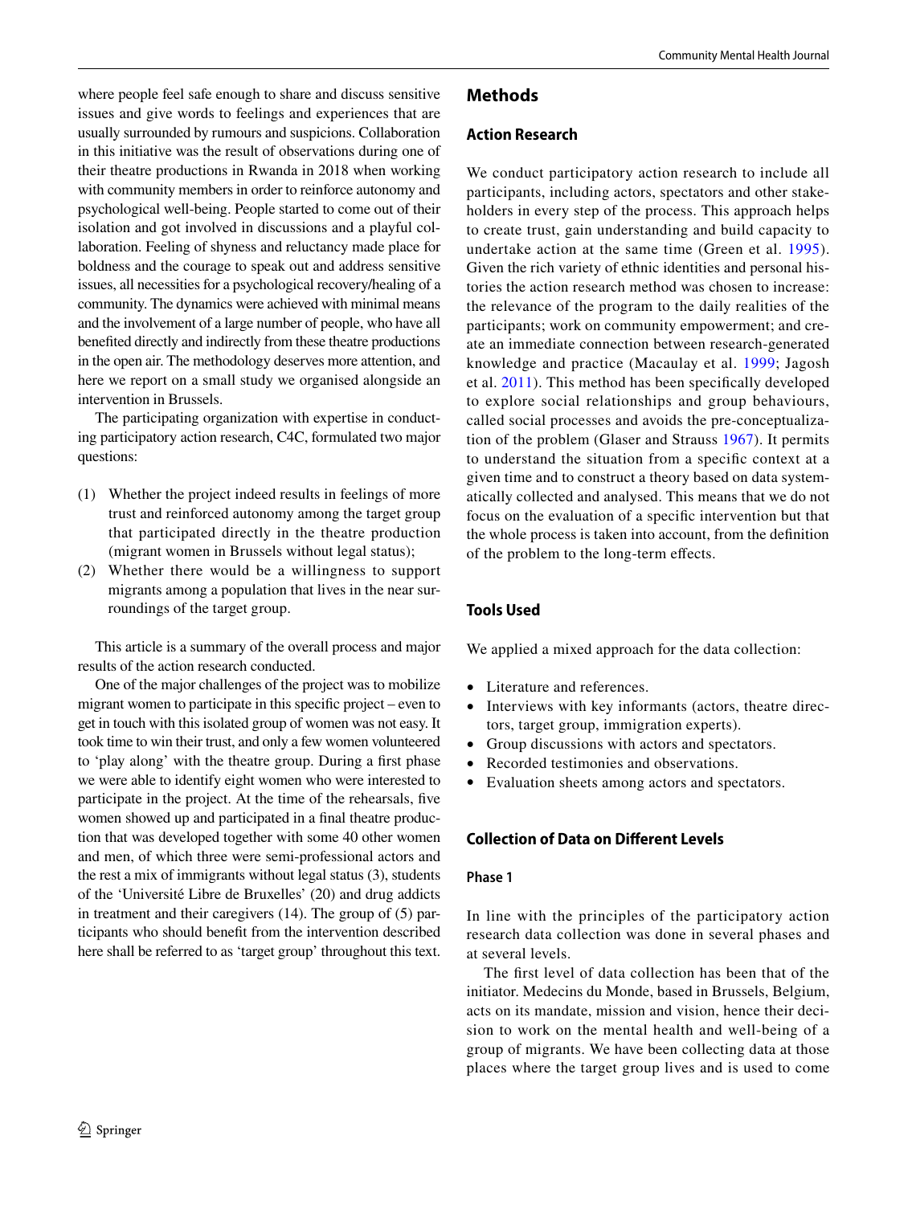where people feel safe enough to share and discuss sensitive issues and give words to feelings and experiences that are usually surrounded by rumours and suspicions. Collaboration in this initiative was the result of observations during one of their theatre productions in Rwanda in 2018 when working with community members in order to reinforce autonomy and psychological well-being. People started to come out of their isolation and got involved in discussions and a playful collaboration. Feeling of shyness and reluctancy made place for boldness and the courage to speak out and address sensitive issues, all necessities for a psychological recovery/healing of a community. The dynamics were achieved with minimal means and the involvement of a large number of people, who have all benefited directly and indirectly from these theatre productions in the open air. The methodology deserves more attention, and here we report on a small study we organised alongside an intervention in Brussels.

The participating organization with expertise in conducting participatory action research, C4C, formulated two major questions:

(1) Whether the project indeed results in feelings of more trust and reinforced autonomy among the target group that participated directly in the theatre production (migrant women in Brussels without legal status);
(2) Whether there would be a willingness to support migrants among a population that lives in the near surroundings of the target group.

This article is a summary of the overall process and major results of the action research conducted.

One of the major challenges of the project was to mobilize migrant women to participate in this specific project – even to get in touch with this isolated group of women was not easy. It took time to win their trust, and only a few women volunteered to 'play along' with the theatre group. During a first phase we were able to identify eight women who were interested to participate in the project. At the time of the rehearsals, five women showed up and participated in a final theatre production that was developed together with some 40 other women and men, of which three were semi-professional actors and the rest a mix of immigrants without legal status (3), students of the 'Université Libre de Bruxelles' (20) and drug addicts in treatment and their caregivers (14). The group of (5) participants who should benefit from the intervention described here shall be referred to as 'target group' throughout this text.

## Methods

### Action Research

We conduct participatory action research to include all participants, including actors, spectators and other stakeholders in every step of the process. This approach helps to create trust, gain understanding and build capacity to undertake action at the same time (Green et al. 1995). Given the rich variety of ethnic identities and personal histories the action research method was chosen to increase: the relevance of the program to the daily realities of the participants; work on community empowerment; and create an immediate connection between research-generated knowledge and practice (Macaulay et al. 1999; Jagosh et al. 2011). This method has been specifically developed to explore social relationships and group behaviours, called social processes and avoids the pre-conceptualization of the problem (Glaser and Strauss 1967). It permits to understand the situation from a specific context at a given time and to construct a theory based on data systematically collected and analysed. This means that we do not focus on the evaluation of a specific intervention but that the whole process is taken into account, from the definition of the problem to the long-term effects.

### Tools Used

We applied a mixed approach for the data collection:

- Literature and references.
- Interviews with key informants (actors, theatre directors, target group, immigration experts).
- Group discussions with actors and spectators.
- Recorded testimonies and observations.
- Evaluation sheets among actors and spectators.

### Collection of Data on Different Levels

#### Phase 1

In line with the principles of the participatory action research data collection was done in several phases and at several levels.

The first level of data collection has been that of the initiator. Medecins du Monde, based in Brussels, Belgium, acts on its mandate, mission and vision, hence their decision to work on the mental health and well-being of a group of migrants. We have been collecting data at those places where the target group lives and is used to come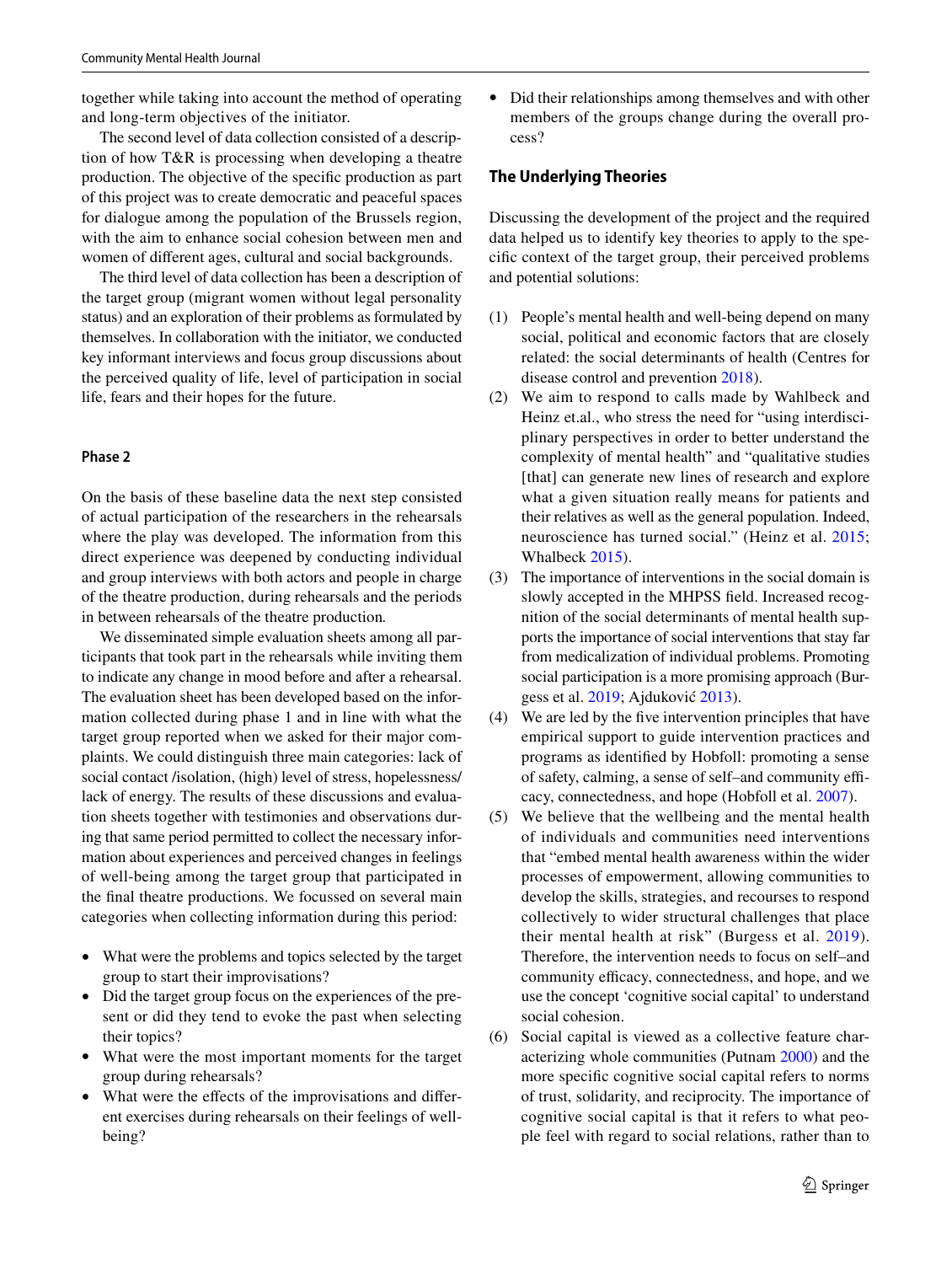together while taking into account the method of operating and long-term objectives of the initiator.

The second level of data collection consisted of a description of how T&R is processing when developing a theatre production. The objective of the specific production as part of this project was to create democratic and peaceful spaces for dialogue among the population of the Brussels region, with the aim to enhance social cohesion between men and women of different ages, cultural and social backgrounds.

The third level of data collection has been a description of the target group (migrant women without legal personality status) and an exploration of their problems as formulated by themselves. In collaboration with the initiator, we conducted key informant interviews and focus group discussions about the perceived quality of life, level of participation in social life, fears and their hopes for the future.

#### Phase 2

On the basis of these baseline data the next step consisted of actual participation of the researchers in the rehearsals where the play was developed. The information from this direct experience was deepened by conducting individual and group interviews with both actors and people in charge of the theatre production, during rehearsals and the periods in between rehearsals of the theatre production.

We disseminated simple evaluation sheets among all participants that took part in the rehearsals while inviting them to indicate any change in mood before and after a rehearsal. The evaluation sheet has been developed based on the information collected during phase 1 and in line with what the target group reported when we asked for their major complaints. We could distinguish three main categories: lack of social contact /isolation, (high) level of stress, hopelessness/lack of energy. The results of these discussions and evaluation sheets together with testimonies and observations during that same period permitted to collect the necessary information about experiences and perceived changes in feelings of well-being among the target group that participated in the final theatre productions. We focussed on several main categories when collecting information during this period:

- What were the problems and topics selected by the target group to start their improvisations?
- Did the target group focus on the experiences of the present or did they tend to evoke the past when selecting their topics?
- What were the most important moments for the target group during rehearsals?
- What were the effects of the improvisations and different exercises during rehearsals on their feelings of well-being?
- Did their relationships among themselves and with other members of the groups change during the overall process?

### The Underlying Theories

Discussing the development of the project and the required data helped us to identify key theories to apply to the specific context of the target group, their perceived problems and potential solutions:

(1) People's mental health and well-being depend on many social, political and economic factors that are closely related: the social determinants of health (Centres for disease control and prevention 2018).

(2) We aim to respond to calls made by Wahlbeck and Heinz et.al., who stress the need for "using interdisciplinary perspectives in order to better understand the complexity of mental health" and "qualitative studies [that] can generate new lines of research and explore what a given situation really means for patients and their relatives as well as the general population. Indeed, neuroscience has turned social." (Heinz et al. 2015; Whalbeck 2015).

(3) The importance of interventions in the social domain is slowly accepted in the MHPSS field. Increased recognition of the social determinants of mental health supports the importance of social interventions that stay far from medicalization of individual problems. Promoting social participation is a more promising approach (Burgess et al. 2019; Ajduković 2013).

(4) We are led by the five intervention principles that have empirical support to guide intervention practices and programs as identified by Hobfoll: promoting a sense of safety, calming, a sense of self–and community efficacy, connectedness, and hope (Hobfoll et al. 2007).

(5) We believe that the wellbeing and the mental health of individuals and communities need interventions that "embed mental health awareness within the wider processes of empowerment, allowing communities to develop the skills, strategies, and recourses to respond collectively to wider structural challenges that place their mental health at risk" (Burgess et al. 2019). Therefore, the intervention needs to focus on self–and community efficacy, connectedness, and hope, and we use the concept 'cognitive social capital' to understand social cohesion.

(6) Social capital is viewed as a collective feature characterizing whole communities (Putnam 2000) and the more specific cognitive social capital refers to norms of trust, solidarity, and reciprocity. The importance of cognitive social capital is that it refers to what people feel with regard to social relations, rather than to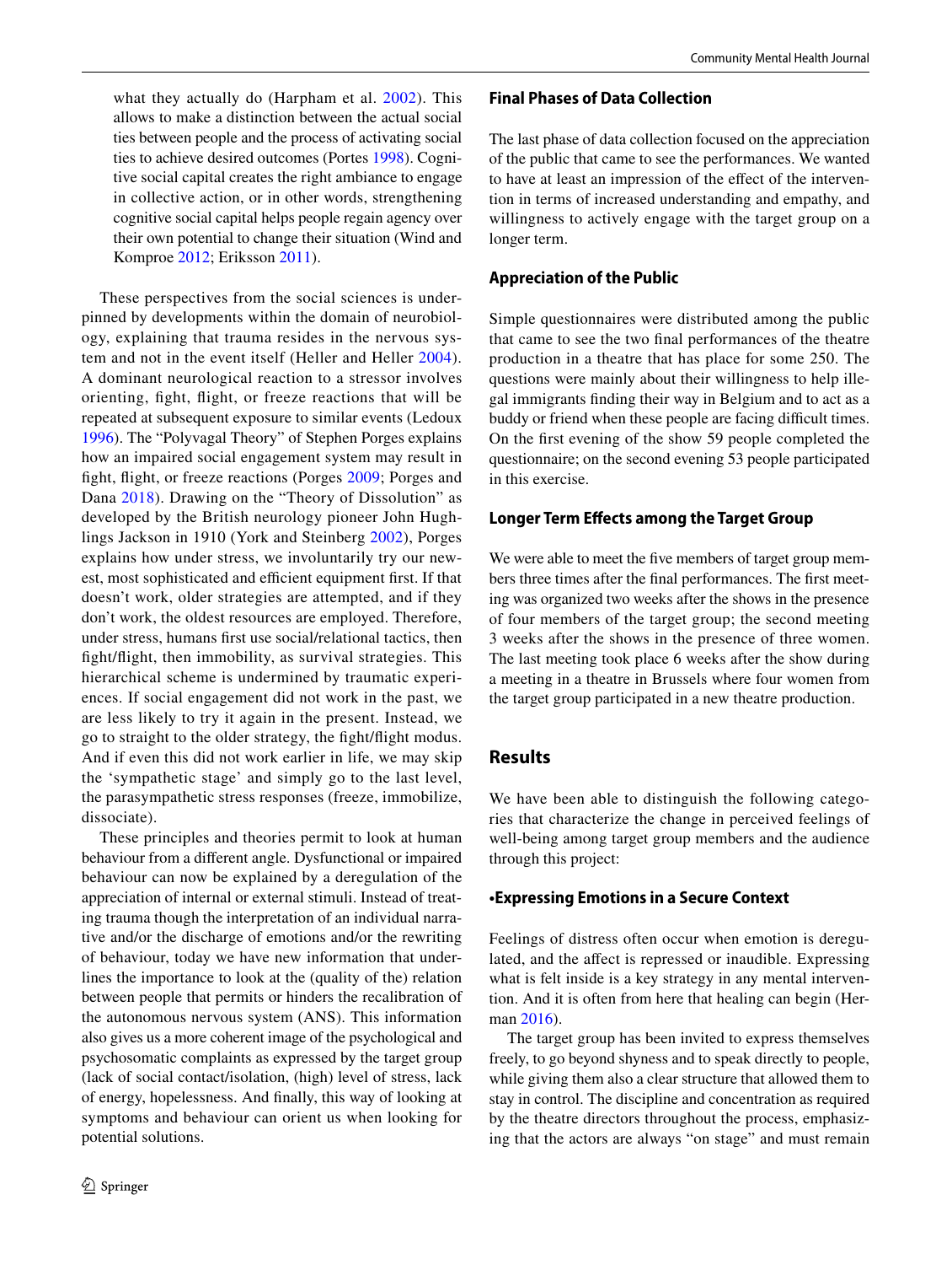what they actually do (Harpham et al. 2002). This allows to make a distinction between the actual social ties between people and the process of activating social ties to achieve desired outcomes (Portes 1998). Cognitive social capital creates the right ambiance to engage in collective action, or in other words, strengthening cognitive social capital helps people regain agency over their own potential to change their situation (Wind and Komproe 2012; Eriksson 2011).

These perspectives from the social sciences is underpinned by developments within the domain of neurobiology, explaining that trauma resides in the nervous system and not in the event itself (Heller and Heller 2004). A dominant neurological reaction to a stressor involves orienting, fight, flight, or freeze reactions that will be repeated at subsequent exposure to similar events (Ledoux 1996). The "Polyvagal Theory" of Stephen Porges explains how an impaired social engagement system may result in fight, flight, or freeze reactions (Porges 2009; Porges and Dana 2018). Drawing on the "Theory of Dissolution" as developed by the British neurology pioneer John Hughlings Jackson in 1910 (York and Steinberg 2002), Porges explains how under stress, we involuntarily try our newest, most sophisticated and efficient equipment first. If that doesn't work, older strategies are attempted, and if they don't work, the oldest resources are employed. Therefore, under stress, humans first use social/relational tactics, then fight/flight, then immobility, as survival strategies. This hierarchical scheme is undermined by traumatic experiences. If social engagement did not work in the past, we are less likely to try it again in the present. Instead, we go to straight to the older strategy, the fight/flight modus. And if even this did not work earlier in life, we may skip the 'sympathetic stage' and simply go to the last level, the parasympathetic stress responses (freeze, immobilize, dissociate).

These principles and theories permit to look at human behaviour from a different angle. Dysfunctional or impaired behaviour can now be explained by a deregulation of the appreciation of internal or external stimuli. Instead of treating trauma though the interpretation of an individual narrative and/or the discharge of emotions and/or the rewriting of behaviour, today we have new information that underlines the importance to look at the (quality of the) relation between people that permits or hinders the recalibration of the autonomous nervous system (ANS). This information also gives us a more coherent image of the psychological and psychosomatic complaints as expressed by the target group (lack of social contact/isolation, (high) level of stress, lack of energy, hopelessness. And finally, this way of looking at symptoms and behaviour can orient us when looking for potential solutions.

### Final Phases of Data Collection

The last phase of data collection focused on the appreciation of the public that came to see the performances. We wanted to have at least an impression of the effect of the intervention in terms of increased understanding and empathy, and willingness to actively engage with the target group on a longer term.

### Appreciation of the Public

Simple questionnaires were distributed among the public that came to see the two final performances of the theatre production in a theatre that has place for some 250. The questions were mainly about their willingness to help illegal immigrants finding their way in Belgium and to act as a buddy or friend when these people are facing difficult times. On the first evening of the show 59 people completed the questionnaire; on the second evening 53 people participated in this exercise.

### Longer Term Effects among the Target Group

We were able to meet the five members of target group members three times after the final performances. The first meeting was organized two weeks after the shows in the presence of four members of the target group; the second meeting 3 weeks after the shows in the presence of three women. The last meeting took place 6 weeks after the show during a meeting in a theatre in Brussels where four women from the target group participated in a new theatre production.

## Results

We have been able to distinguish the following categories that characterize the change in perceived feelings of well-being among target group members and the audience through this project:

### •Expressing Emotions in a Secure Context

Feelings of distress often occur when emotion is deregulated, and the affect is repressed or inaudible. Expressing what is felt inside is a key strategy in any mental intervention. And it is often from here that healing can begin (Herman 2016).

The target group has been invited to express themselves freely, to go beyond shyness and to speak directly to people, while giving them also a clear structure that allowed them to stay in control. The discipline and concentration as required by the theatre directors throughout the process, emphasizing that the actors are always "on stage" and must remain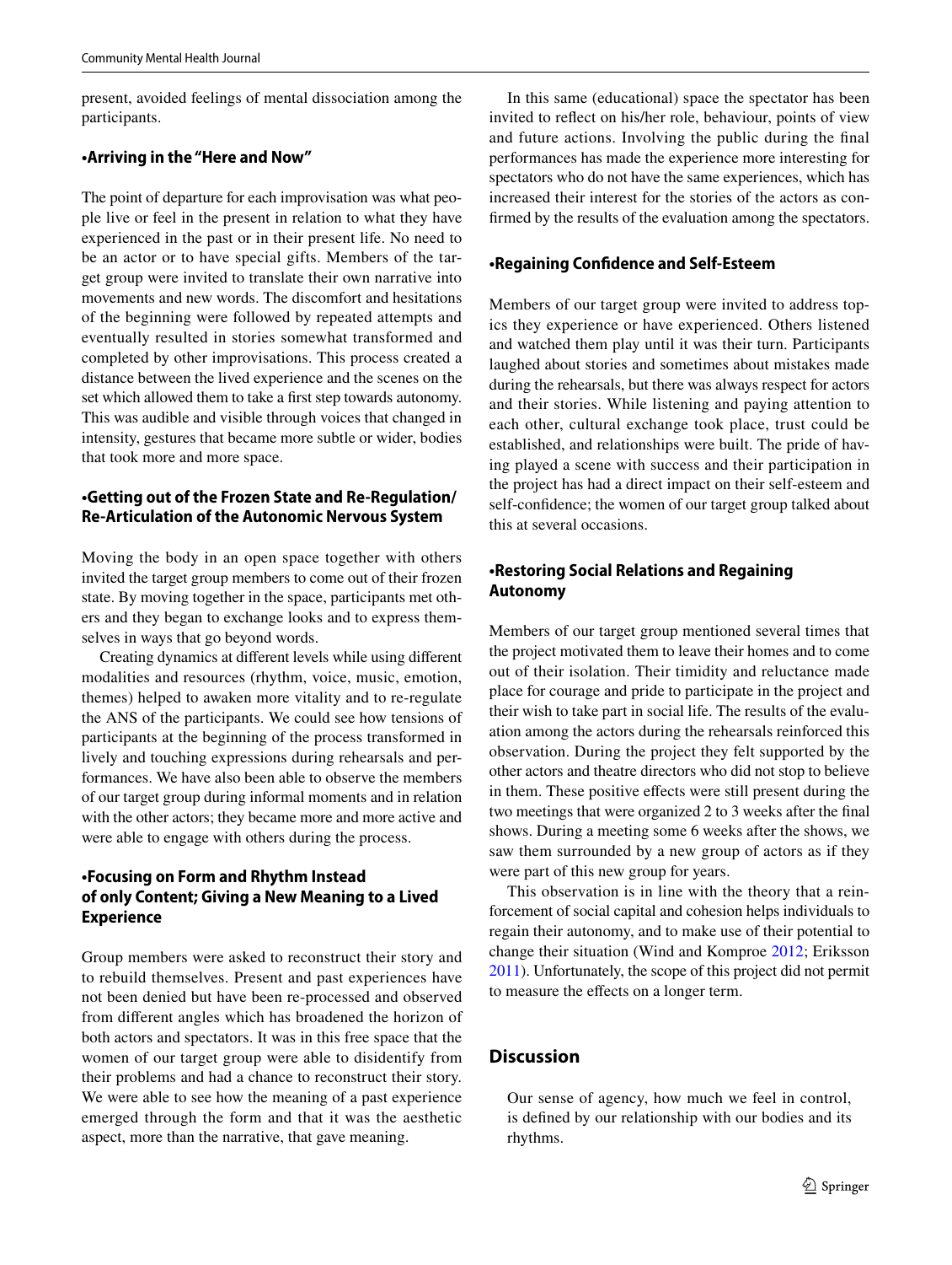present, avoided feelings of mental dissociation among the participants.

### •Arriving in the "Here and Now"

The point of departure for each improvisation was what people live or feel in the present in relation to what they have experienced in the past or in their present life. No need to be an actor or to have special gifts. Members of the target group were invited to translate their own narrative into movements and new words. The discomfort and hesitations of the beginning were followed by repeated attempts and eventually resulted in stories somewhat transformed and completed by other improvisations. This process created a distance between the lived experience and the scenes on the set which allowed them to take a first step towards autonomy. This was audible and visible through voices that changed in intensity, gestures that became more subtle or wider, bodies that took more and more space.

### •Getting out of the Frozen State and Re-Regulation/Re-Articulation of the Autonomic Nervous System

Moving the body in an open space together with others invited the target group members to come out of their frozen state. By moving together in the space, participants met others and they began to exchange looks and to express themselves in ways that go beyond words.

Creating dynamics at different levels while using different modalities and resources (rhythm, voice, music, emotion, themes) helped to awaken more vitality and to re-regulate the ANS of the participants. We could see how tensions of participants at the beginning of the process transformed in lively and touching expressions during rehearsals and performances. We have also been able to observe the members of our target group during informal moments and in relation with the other actors; they became more and more active and were able to engage with others during the process.

### •Focusing on Form and Rhythm Instead of only Content; Giving a New Meaning to a Lived Experience

Group members were asked to reconstruct their story and to rebuild themselves. Present and past experiences have not been denied but have been re-processed and observed from different angles which has broadened the horizon of both actors and spectators. It was in this free space that the women of our target group were able to disidentify from their problems and had a chance to reconstruct their story. We were able to see how the meaning of a past experience emerged through the form and that it was the aesthetic aspect, more than the narrative, that gave meaning.

In this same (educational) space the spectator has been invited to reflect on his/her role, behaviour, points of view and future actions. Involving the public during the final performances has made the experience more interesting for spectators who do not have the same experiences, which has increased their interest for the stories of the actors as confirmed by the results of the evaluation among the spectators.

### •Regaining Confidence and Self-Esteem

Members of our target group were invited to address topics they experience or have experienced. Others listened and watched them play until it was their turn. Participants laughed about stories and sometimes about mistakes made during the rehearsals, but there was always respect for actors and their stories. While listening and paying attention to each other, cultural exchange took place, trust could be established, and relationships were built. The pride of having played a scene with success and their participation in the project has had a direct impact on their self-esteem and self-confidence; the women of our target group talked about this at several occasions.

### •Restoring Social Relations and Regaining Autonomy

Members of our target group mentioned several times that the project motivated them to leave their homes and to come out of their isolation. Their timidity and reluctance made place for courage and pride to participate in the project and their wish to take part in social life. The results of the evaluation among the actors during the rehearsals reinforced this observation. During the project they felt supported by the other actors and theatre directors who did not stop to believe in them. These positive effects were still present during the two meetings that were organized 2 to 3 weeks after the final shows. During a meeting some 6 weeks after the shows, we saw them surrounded by a new group of actors as if they were part of this new group for years.

This observation is in line with the theory that a reinforcement of social capital and cohesion helps individuals to regain their autonomy, and to make use of their potential to change their situation (Wind and Komproe 2012; Eriksson 2011). Unfortunately, the scope of this project did not permit to measure the effects on a longer term.

## Discussion

> Our sense of agency, how much we feel in control, is defined by our relationship with our bodies and its rhythms.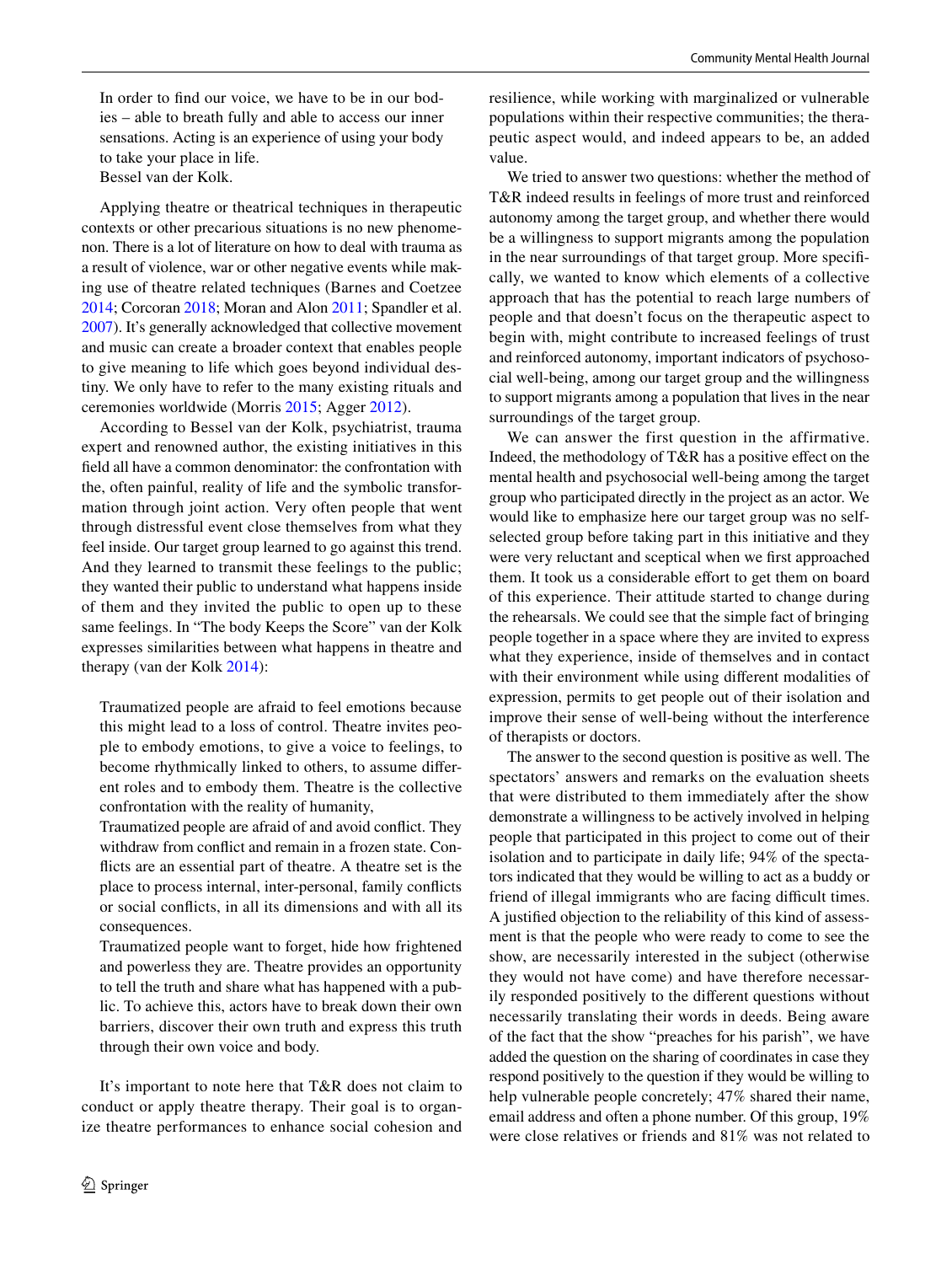> In order to find our voice, we have to be in our bodies – able to breath fully and able to access our inner sensations. Acting is an experience of using your body to take your place in life.
> Bessel van der Kolk.

Applying theatre or theatrical techniques in therapeutic contexts or other precarious situations is no new phenomenon. There is a lot of literature on how to deal with trauma as a result of violence, war or other negative events while making use of theatre related techniques (Barnes and Coetzee 2014; Corcoran 2018; Moran and Alon 2011; Spandler et al. 2007). It's generally acknowledged that collective movement and music can create a broader context that enables people to give meaning to life which goes beyond individual destiny. We only have to refer to the many existing rituals and ceremonies worldwide (Morris 2015; Agger 2012).

According to Bessel van der Kolk, psychiatrist, trauma expert and renowned author, the existing initiatives in this field all have a common denominator: the confrontation with the, often painful, reality of life and the symbolic transformation through joint action. Very often people that went through distressful event close themselves from what they feel inside. Our target group learned to go against this trend. And they learned to transmit these feelings to the public; they wanted their public to understand what happens inside of them and they invited the public to open up to these same feelings. In "The body Keeps the Score" van der Kolk expresses similarities between what happens in theatre and therapy (van der Kolk 2014):

> Traumatized people are afraid to feel emotions because this might lead to a loss of control. Theatre invites people to embody emotions, to give a voice to feelings, to become rhythmically linked to others, to assume different roles and to embody them. Theatre is the collective confrontation with the reality of humanity,
>
> Traumatized people are afraid of and avoid conflict. They withdraw from conflict and remain in a frozen state. Conflicts are an essential part of theatre. A theatre set is the place to process internal, inter-personal, family conflicts or social conflicts, in all its dimensions and with all its consequences.
>
> Traumatized people want to forget, hide how frightened and powerless they are. Theatre provides an opportunity to tell the truth and share what has happened with a public. To achieve this, actors have to break down their own barriers, discover their own truth and express this truth through their own voice and body.

It's important to note here that T&R does not claim to conduct or apply theatre therapy. Their goal is to organize theatre performances to enhance social cohesion and resilience, while working with marginalized or vulnerable populations within their respective communities; the therapeutic aspect would, and indeed appears to be, an added value.

We tried to answer two questions: whether the method of T&R indeed results in feelings of more trust and reinforced autonomy among the target group, and whether there would be a willingness to support migrants among the population in the near surroundings of that target group. More specifically, we wanted to know which elements of a collective approach that has the potential to reach large numbers of people and that doesn't focus on the therapeutic aspect to begin with, might contribute to increased feelings of trust and reinforced autonomy, important indicators of psychosocial well-being, among our target group and the willingness to support migrants among a population that lives in the near surroundings of the target group.

We can answer the first question in the affirmative. Indeed, the methodology of T&R has a positive effect on the mental health and psychosocial well-being among the target group who participated directly in the project as an actor. We would like to emphasize here our target group was no self-selected group before taking part in this initiative and they were very reluctant and sceptical when we first approached them. It took us a considerable effort to get them on board of this experience. Their attitude started to change during the rehearsals. We could see that the simple fact of bringing people together in a space where they are invited to express what they experience, inside of themselves and in contact with their environment while using different modalities of expression, permits to get people out of their isolation and improve their sense of well-being without the interference of therapists or doctors.

The answer to the second question is positive as well. The spectators' answers and remarks on the evaluation sheets that were distributed to them immediately after the show demonstrate a willingness to be actively involved in helping people that participated in this project to come out of their isolation and to participate in daily life; 94% of the spectators indicated that they would be willing to act as a buddy or friend of illegal immigrants who are facing difficult times. A justified objection to the reliability of this kind of assessment is that the people who were ready to come to see the show, are necessarily interested in the subject (otherwise they would not have come) and have therefore necessarily responded positively to the different questions without necessarily translating their words in deeds. Being aware of the fact that the show "preaches for his parish", we have added the question on the sharing of coordinates in case they respond positively to the question if they would be willing to help vulnerable people concretely; 47% shared their name, email address and often a phone number. Of this group, 19% were close relatives or friends and 81% was not related to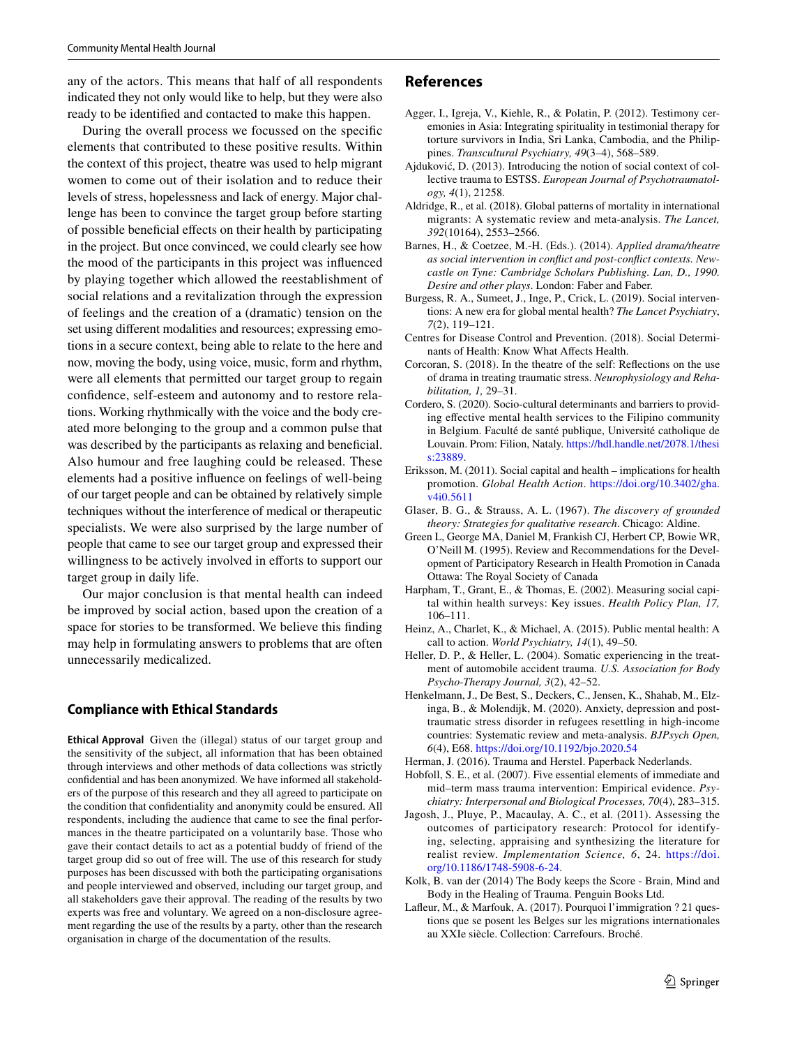any of the actors. This means that half of all respondents indicated they not only would like to help, but they were also ready to be identified and contacted to make this happen.

During the overall process we focussed on the specific elements that contributed to these positive results. Within the context of this project, theatre was used to help migrant women to come out of their isolation and to reduce their levels of stress, hopelessness and lack of energy. Major challenge has been to convince the target group before starting of possible beneficial effects on their health by participating in the project. But once convinced, we could clearly see how the mood of the participants in this project was influenced by playing together which allowed the reestablishment of social relations and a revitalization through the expression of feelings and the creation of a (dramatic) tension on the set using different modalities and resources; expressing emotions in a secure context, being able to relate to the here and now, moving the body, using voice, music, form and rhythm, were all elements that permitted our target group to regain confidence, self-esteem and autonomy and to restore relations. Working rhythmically with the voice and the body created more belonging to the group and a common pulse that was described by the participants as relaxing and beneficial. Also humour and free laughing could be released. These elements had a positive influence on feelings of well-being of our target people and can be obtained by relatively simple techniques without the interference of medical or therapeutic specialists. We were also surprised by the large number of people that came to see our target group and expressed their willingness to be actively involved in efforts to support our target group in daily life.

Our major conclusion is that mental health can indeed be improved by social action, based upon the creation of a space for stories to be transformed. We believe this finding may help in formulating answers to problems that are often unnecessarily medicalized.

## Compliance with Ethical Standards

**Ethical Approval** Given the (illegal) status of our target group and the sensitivity of the subject, all information that has been obtained through interviews and other methods of data collections was strictly confidential and has been anonymized. We have informed all stakeholders of the purpose of this research and they all agreed to participate on the condition that confidentiality and anonymity could be ensured. All respondents, including the audience that came to see the final performances in the theatre participated on a voluntarily base. Those who gave their contact details to act as a potential buddy of friend of the target group did so out of free will. The use of this research for study purposes has been discussed with both the participating organisations and people interviewed and observed, including our target group, and all stakeholders gave their approval. The reading of the results by two experts was free and voluntary. We agreed on a non-disclosure agreement regarding the use of the results by a party, other than the research organisation in charge of the documentation of the results.

## References

Agger, I., Igreja, V., Kiehle, R., & Polatin, P. (2012). Testimony ceremonies in Asia: Integrating spirituality in testimonial therapy for torture survivors in India, Sri Lanka, Cambodia, and the Philippines. *Transcultural Psychiatry, 49*(3–4), 568–589.

Ajduković, D. (2013). Introducing the notion of social context of collective trauma to ESTSS. *European Journal of Psychotraumatology, 4*(1), 21258.

Aldridge, R., et al. (2018). Global patterns of mortality in international migrants: A systematic review and meta-analysis. *The Lancet, 392*(10164), 2553–2566.

Barnes, H., & Coetzee, M.-H. (Eds.). (2014). *Applied drama/theatre as social intervention in conflict and post-conflict contexts. Newcastle on Tyne: Cambridge Scholars Publishing. Lan, D., 1990. Desire and other plays*. London: Faber and Faber.

Burgess, R. A., Sumeet, J., Inge, P., Crick, L. (2019). Social interventions: A new era for global mental health? *The Lancet Psychiatry*, *7*(2), 119–121.

Centres for Disease Control and Prevention. (2018). Social Determinants of Health: Know What Affects Health.

Corcoran, S. (2018). In the theatre of the self: Reflections on the use of drama in treating traumatic stress. *Neurophysiology and Rehabilitation, 1,* 29–31.

Cordero, S. (2020). Socio-cultural determinants and barriers to providing effective mental health services to the Filipino community in Belgium. Faculté de santé publique, Université catholique de Louvain. Prom: Filion, Nataly. https://hdl.handle.net/2078.1/thesis:23889.

Eriksson, M. (2011). Social capital and health – implications for health promotion. *Global Health Action*. https://doi.org/10.3402/gha.v4i0.5611

Glaser, B. G., & Strauss, A. L. (1967). *The discovery of grounded theory: Strategies for qualitative research*. Chicago: Aldine.

Green L, George MA, Daniel M, Frankish CJ, Herbert CP, Bowie WR, O'Neill M. (1995). Review and Recommendations for the Development of Participatory Research in Health Promotion in Canada Ottawa: The Royal Society of Canada

Harpham, T., Grant, E., & Thomas, E. (2002). Measuring social capital within health surveys: Key issues. *Health Policy Plan, 17,* 106–111.

Heinz, A., Charlet, K., & Michael, A. (2015). Public mental health: A call to action. *World Psychiatry, 14*(1), 49–50.

Heller, D. P., & Heller, L. (2004). Somatic experiencing in the treatment of automobile accident trauma. *U.S. Association for Body Psycho-Therapy Journal, 3*(2), 42–52.

Henkelmann, J., De Best, S., Deckers, C., Jensen, K., Shahab, M., Elzinga, B., & Molendijk, M. (2020). Anxiety, depression and post-traumatic stress disorder in refugees resettling in high-income countries: Systematic review and meta-analysis. *BJPsych Open, 6*(4), E68. https://doi.org/10.1192/bjo.2020.54

Herman, J. (2016). Trauma and Herstel. Paperback Nederlands.

Hobfoll, S. E., et al. (2007). Five essential elements of immediate and mid–term mass trauma intervention: Empirical evidence. *Psychiatry: Interpersonal and Biological Processes, 70*(4), 283–315.

Jagosh, J., Pluye, P., Macaulay, A. C., et al. (2011). Assessing the outcomes of participatory research: Protocol for identifying, selecting, appraising and synthesizing the literature for realist review. *Implementation Science, 6*, 24. https://doi.org/10.1186/1748-5908-6-24.

Kolk, B. van der (2014) The Body keeps the Score - Brain, Mind and Body in the Healing of Trauma. Penguin Books Ltd.

Lafleur, M., & Marfouk, A. (2017). Pourquoi l'immigration ? 21 questions que se posent les Belges sur les migrations internationales au XXIe siècle. Collection: Carrefours. Broché.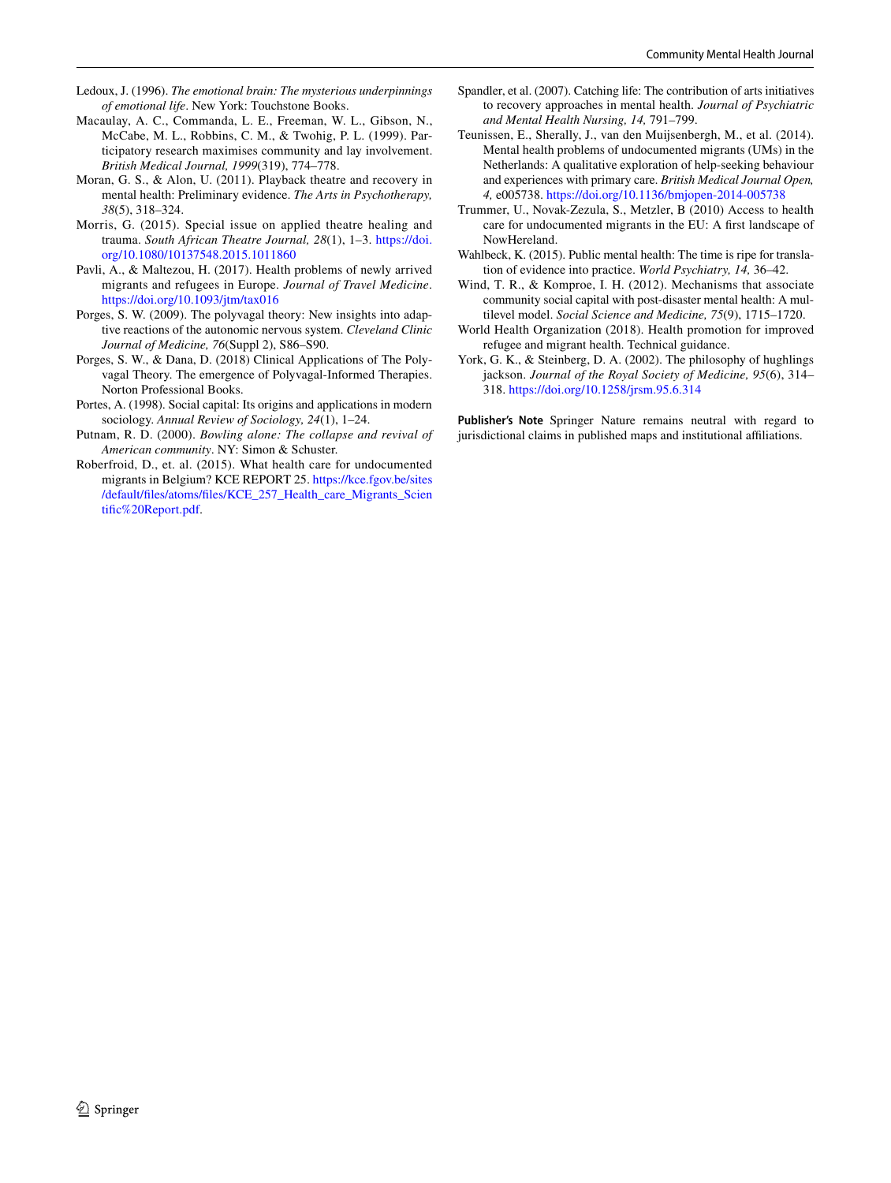Ledoux, J. (1996). *The emotional brain: The mysterious underpinnings of emotional life*. New York: Touchstone Books.

Macaulay, A. C., Commanda, L. E., Freeman, W. L., Gibson, N., McCabe, M. L., Robbins, C. M., & Twohig, P. L. (1999). Participatory research maximises community and lay involvement. *British Medical Journal, 1999*(319), 774–778.

Moran, G. S., & Alon, U. (2011). Playback theatre and recovery in mental health: Preliminary evidence. *The Arts in Psychotherapy, 38*(5), 318–324.

Morris, G. (2015). Special issue on applied theatre healing and trauma. *South African Theatre Journal, 28*(1), 1–3. https://doi.org/10.1080/10137548.2015.1011860

Pavli, A., & Maltezou, H. (2017). Health problems of newly arrived migrants and refugees in Europe. *Journal of Travel Medicine*. https://doi.org/10.1093/jtm/tax016

Porges, S. W. (2009). The polyvagal theory: New insights into adaptive reactions of the autonomic nervous system. *Cleveland Clinic Journal of Medicine, 76*(Suppl 2), S86–S90.

Porges, S. W., & Dana, D. (2018) Clinical Applications of The Polyvagal Theory. The emergence of Polyvagal-Informed Therapies. Norton Professional Books.

Portes, A. (1998). Social capital: Its origins and applications in modern sociology. *Annual Review of Sociology, 24*(1), 1–24.

Putnam, R. D. (2000). *Bowling alone: The collapse and revival of American community*. NY: Simon & Schuster.

Roberfroid, D., et. al. (2015). What health care for undocumented migrants in Belgium? KCE REPORT 25. https://kce.fgov.be/sites/default/files/atoms/files/KCE_257_Health_care_Migrants_Scientific%20Report.pdf.

Spandler, et al. (2007). Catching life: The contribution of arts initiatives to recovery approaches in mental health. *Journal of Psychiatric and Mental Health Nursing, 14,* 791–799.

Teunissen, E., Sherally, J., van den Muijsenbergh, M., et al. (2014). Mental health problems of undocumented migrants (UMs) in the Netherlands: A qualitative exploration of help-seeking behaviour and experiences with primary care. *British Medical Journal Open, 4,* e005738. https://doi.org/10.1136/bmjopen-2014-005738

Trummer, U., Novak-Zezula, S., Metzler, B (2010) Access to health care for undocumented migrants in the EU: A first landscape of NowHereland.

Wahlbeck, K. (2015). Public mental health: The time is ripe for translation of evidence into practice. *World Psychiatry, 14,* 36–42.

Wind, T. R., & Komproe, I. H. (2012). Mechanisms that associate community social capital with post-disaster mental health: A multilevel model. *Social Science and Medicine, 75*(9), 1715–1720.

World Health Organization (2018). Health promotion for improved refugee and migrant health. Technical guidance.

York, G. K., & Steinberg, D. A. (2002). The philosophy of hughlings jackson. *Journal of the Royal Society of Medicine, 95*(6), 314–318. https://doi.org/10.1258/jrsm.95.6.314

**Publisher's Note** Springer Nature remains neutral with regard to jurisdictional claims in published maps and institutional affiliations.